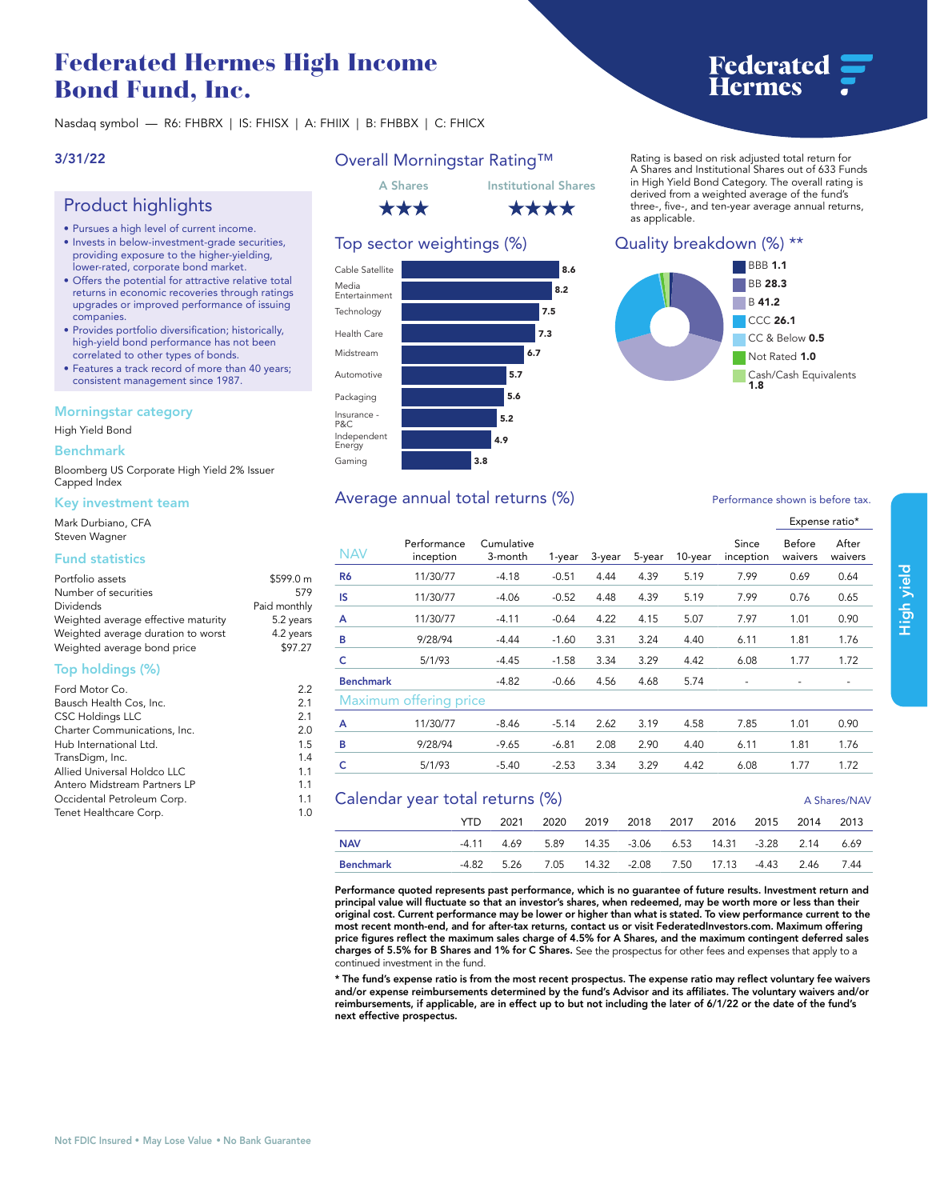# Federated Hermes High Income Bond Fund, Inc.

Federated Hermes

Nasdaq symbol — R6: FHBRX | IS: FHISX | A: FHIIX | B: FHBBX | C: FHICX

**3/31/22**

## Product highlights

- Pursues a high level of current income.
- Invests in below-investment-grade securities, providing exposure to the higher-yielding, lower-rated, corporate bond market.
- Offers the potential for attractive relative total returns in economic recoveries through ratings upgrades or improved performance of issuing companies.
- Provides portfolio diversification; historically, high-yield bond performance has not been correlated to other types of bonds.
- Features a track record of more than 40 years; consistent management since 1987.

## Morningstar category

High Yield Bond

## Benchmark

Bloomberg US Corporate High Yield 2% Issuer Capped Index

## Key investment team

Mark Durbiano, CFA
Steven Wagner

## Fund statistics

| | |
|---|---|
| Portfolio assets | $599.0 m |
| Number of securities | 579 |
| Dividends | Paid monthly |
| Weighted average effective maturity | 5.2 years |
| Weighted average duration to worst | 4.2 years |
| Weighted average bond price | $97.27 |

## Top holdings (%)

| | |
|---|---|
| Ford Motor Co. | 2.2 |
| Bausch Health Cos, Inc. | 2.1 |
| CSC Holdings LLC | 2.1 |
| Charter Communications, Inc. | 2.0 |
| Hub International Ltd. | 1.5 |
| TransDigm, Inc. | 1.4 |
| Allied Universal Holdco LLC | 1.1 |
| Antero Midstream Partners LP | 1.1 |
| Occidental Petroleum Corp. | 1.1 |
| Tenet Healthcare Corp. | 1.0 |

## Overall Morningstar Rating™

| A Shares | Institutional Shares |
|---|---|
| ★★★ | ★★★★ |

Rating is based on risk adjusted total return for A Shares and Institutional Shares out of 633 Funds in High Yield Bond Category. The overall rating is derived from a weighted average of the fund's three-, five-, and ten-year average annual returns, as applicable.

## Top sector weightings (%)

| Sector | % |
|---|---|
| Cable Satellite | 8.6 |
| Media Entertainment | 8.2 |
| Technology | 7.5 |
| Health Care | 7.3 |
| Midstream | 6.7 |
| Automotive | 5.7 |
| Packaging | 5.6 |
| Insurance - P&C | 5.2 |
| Independent Energy | 4.9 |
| Gaming | 3.8 |

## Quality breakdown (%) **

| Rating | % |
|---|---|
| BBB | 1.1 |
| BB | 28.3 |
| B | 41.2 |
| CCC | 26.1 |
| CC & Below | 0.5 |
| Not Rated | 1.0 |
| Cash/Cash Equivalents | 1.8 |

## Average annual total returns (%)

Performance shown is before tax.

| NAV | Performance inception | Cumulative 3-month | 1-year | 3-year | 5-year | 10-year | Since inception | Expense ratio* Before waivers | Expense ratio* After waivers |
|---|---|---|---|---|---|---|---|---|---|
| R6 | 11/30/77 | -4.18 | -0.51 | 4.44 | 4.39 | 5.19 | 7.99 | 0.69 | 0.64 |
| IS | 11/30/77 | -4.06 | -0.52 | 4.48 | 4.39 | 5.19 | 7.99 | 0.76 | 0.65 |
| A | 11/30/77 | -4.11 | -0.64 | 4.22 | 4.15 | 5.07 | 7.97 | 1.01 | 0.90 |
| B | 9/28/94 | -4.44 | -1.60 | 3.31 | 3.24 | 4.40 | 6.11 | 1.81 | 1.76 |
| C | 5/1/93 | -4.45 | -1.58 | 3.34 | 3.29 | 4.42 | 6.08 | 1.77 | 1.72 |
| Benchmark | | -4.82 | -0.66 | 4.56 | 4.68 | 5.74 | - | - | - |
| **Maximum offering price** | | | | | | | | | |
| A | 11/30/77 | -8.46 | -5.14 | 2.62 | 3.19 | 4.58 | 7.85 | 1.01 | 0.90 |
| B | 9/28/94 | -9.65 | -6.81 | 2.08 | 2.90 | 4.40 | 6.11 | 1.81 | 1.76 |
| C | 5/1/93 | -5.40 | -2.53 | 3.34 | 3.29 | 4.42 | 6.08 | 1.77 | 1.72 |

## Calendar year total returns (%)

A Shares/NAV

| | YTD | 2021 | 2020 | 2019 | 2018 | 2017 | 2016 | 2015 | 2014 | 2013 |
|---|---|---|---|---|---|---|---|---|---|---|
| NAV | -4.11 | 4.69 | 5.89 | 14.35 | -3.06 | 6.53 | 14.31 | -3.28 | 2.14 | 6.69 |
| Benchmark | -4.82 | 5.26 | 7.05 | 14.32 | -2.08 | 7.50 | 17.13 | -4.43 | 2.46 | 7.44 |

**Performance quoted represents past performance, which is no guarantee of future results. Investment return and principal value will fluctuate so that an investor's shares, when redeemed, may be worth more or less than their original cost. Current performance may be lower or higher than what is stated. To view performance current to the most recent month-end, and for after-tax returns, contact us or visit FederatedInvestors.com. Maximum offering price figures reflect the maximum sales charge of 4.5% for A Shares, and the maximum contingent deferred sales charges of 5.5% for B Shares and 1% for C Shares.** See the prospectus for other fees and expenses that apply to a continued investment in the fund.

**\* The fund's expense ratio is from the most recent prospectus. The expense ratio may reflect voluntary fee waivers and/or expense reimbursements determined by the fund's Advisor and its affiliates. The voluntary waivers and/or reimbursements, if applicable, are in effect up to but not including the later of 6/1/22 or the date of the fund's next effective prospectus.**

High yield

Not FDIC Insured • May Lose Value • No Bank Guarantee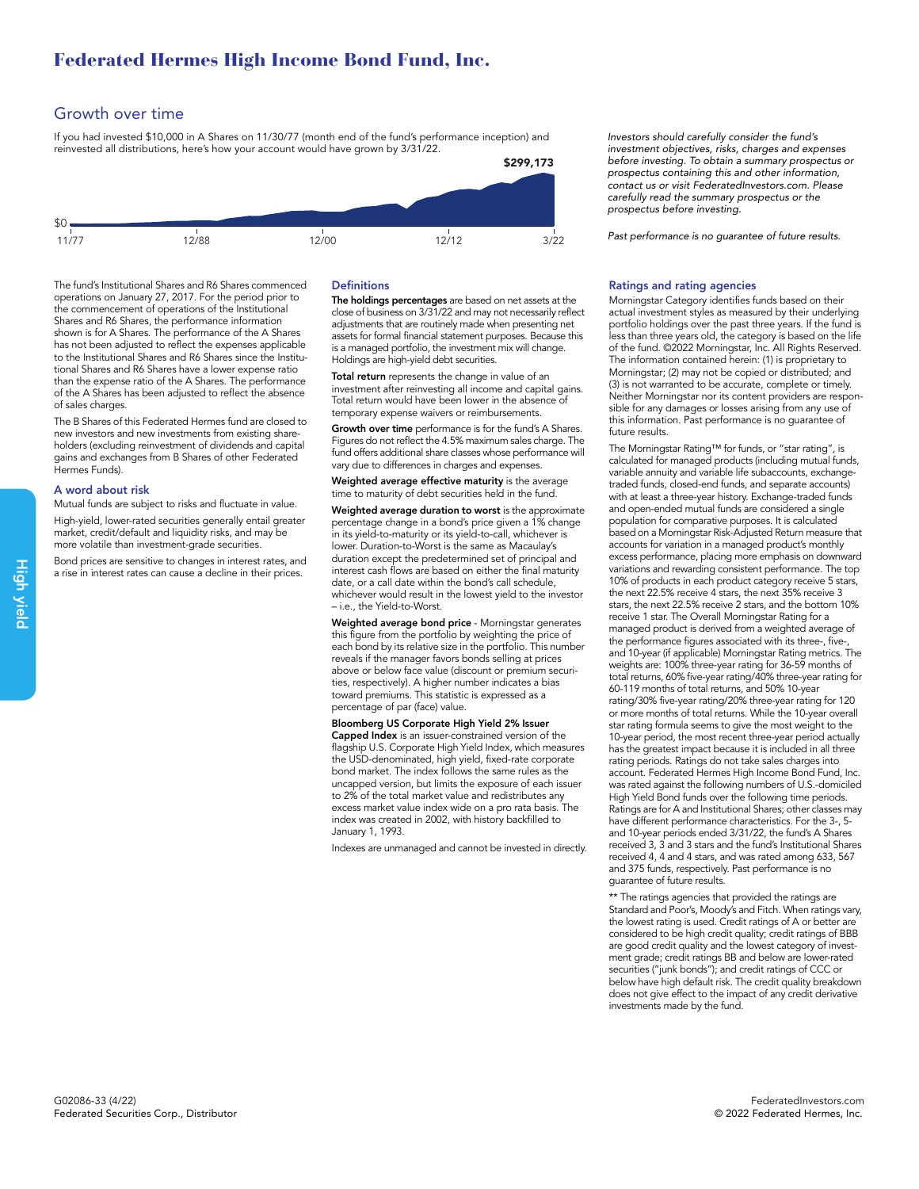# Federated Hermes High Income Bond Fund, Inc.

## Growth over time

If you had invested $10,000 in A Shares on 11/30/77 (month end of the fund's performance inception) and reinvested all distributions, here's how your account would have grown by 3/31/22.

$299,173

$0

11/77
12/88
12/00
12/12
3/22

*Investors should carefully consider the fund's investment objectives, risks, charges and expenses before investing. To obtain a summary prospectus or prospectus containing this and other information, contact us or visit FederatedInvestors.com. Please carefully read the summary prospectus or the prospectus before investing.*

*Past performance is no guarantee of future results.*

The fund's Institutional Shares and R6 Shares commenced operations on January 27, 2017. For the period prior to the commencement of operations of the Institutional Shares and R6 Shares, the performance information shown is for A Shares. The performance of the A Shares has not been adjusted to reflect the expenses applicable to the Institutional Shares and R6 Shares since the Institutional Shares and R6 Shares have a lower expense ratio than the expense ratio of the A Shares. The performance of the A Shares has been adjusted to reflect the absence of sales charges.

The B Shares of this Federated Hermes fund are closed to new investors and new investments from existing shareholders (excluding reinvestment of dividends and capital gains and exchanges from B Shares of other Federated Hermes Funds).

### A word about risk

Mutual funds are subject to risks and fluctuate in value.

High-yield, lower-rated securities generally entail greater market, credit/default and liquidity risks, and may be more volatile than investment-grade securities.

Bond prices are sensitive to changes in interest rates, and a rise in interest rates can cause a decline in their prices.

### Definitions

**The holdings percentages** are based on net assets at the close of business on 3/31/22 and may not necessarily reflect adjustments that are routinely made when presenting net assets for formal financial statement purposes. Because this is a managed portfolio, the investment mix will change. Holdings are high-yield debt securities.

**Total return** represents the change in value of an investment after reinvesting all income and capital gains. Total return would have been lower in the absence of temporary expense waivers or reimbursements.

**Growth over time** performance is for the fund's A Shares. Figures do not reflect the 4.5% maximum sales charge. The fund offers additional share classes whose performance will vary due to differences in charges and expenses.

**Weighted average effective maturity** is the average time to maturity of debt securities held in the fund.

**Weighted average duration to worst** is the approximate percentage change in a bond's price given a 1% change in its yield-to-maturity or its yield-to-call, whichever is lower. Duration-to-Worst is the same as Macaulay's duration except the predetermined set of principal and interest cash flows are based on either the final maturity date, or a call date within the bond's call schedule, whichever would result in the lowest yield to the investor – i.e., the Yield-to-Worst.

**Weighted average bond price** - Morningstar generates this figure from the portfolio by weighting the price of each bond by its relative size in the portfolio. This number reveals if the manager favors bonds selling at prices above or below face value (discount or premium securities, respectively). A higher number indicates a bias toward premiums. This statistic is expressed as a percentage of par (face) value.

**Bloomberg US Corporate High Yield 2% Issuer Capped Index** is an issuer-constrained version of the flagship U.S. Corporate High Yield Index, which measures the USD-denominated, high yield, fixed-rate corporate bond market. The index follows the same rules as the uncapped version, but limits the exposure of each issuer to 2% of the total market value and redistributes any excess market value index wide on a pro rata basis. The index was created in 2002, with history backfilled to January 1, 1993.

Indexes are unmanaged and cannot be invested in directly.

### Ratings and rating agencies

Morningstar Category identifies funds based on their actual investment styles as measured by their underlying portfolio holdings over the past three years. If the fund is less than three years old, the category is based on the life of the fund. ©2022 Morningstar, Inc. All Rights Reserved. The information contained herein: (1) is proprietary to Morningstar; (2) may not be copied or distributed; and (3) is not warranted to be accurate, complete or timely. Neither Morningstar nor its content providers are responsible for any damages or losses arising from any use of this information. Past performance is no guarantee of future results.

The Morningstar Rating™ for funds, or "star rating", is calculated for managed products (including mutual funds, variable annuity and variable life subaccounts, exchange-traded funds, closed-end funds, and separate accounts) with at least a three-year history. Exchange-traded funds and open-ended mutual funds are considered a single population for comparative purposes. It is calculated based on a Morningstar Risk-Adjusted Return measure that accounts for variation in a managed product's monthly excess performance, placing more emphasis on downward variations and rewarding consistent performance. The top 10% of products in each product category receive 5 stars, the next 22.5% receive 4 stars, the next 35% receive 3 stars, the next 22.5% receive 2 stars, and the bottom 10% receive 1 star. The Overall Morningstar Rating for a managed product is derived from a weighted average of the performance figures associated with its three-, five-, and 10-year (if applicable) Morningstar Rating metrics. The weights are: 100% three-year rating for 36-59 months of total returns, 60% five-year rating/40% three-year rating for 60-119 months of total returns, and 50% 10-year rating/30% five-year rating/20% three-year rating for 120 or more months of total returns. While the 10-year overall star rating formula seems to give the most weight to the 10-year period, the most recent three-year period actually has the greatest impact because it is included in all three rating periods. Ratings do not take sales charges into account. Federated Hermes High Income Bond Fund, Inc. was rated against the following numbers of U.S.-domiciled High Yield Bond funds over the following time periods. Ratings are for A and Institutional Shares; other classes may have different performance characteristics. For the 3-, 5- and 10-year periods ended 3/31/22, the fund's A Shares received 3, 3 and 3 stars and the fund's Institutional Shares received 4, 4 and 4 stars, and was rated among 633, 567 and 375 funds, respectively. Past performance is no guarantee of future results.

** The ratings agencies that provided the ratings are Standard and Poor's, Moody's and Fitch. When ratings vary, the lowest rating is used. Credit ratings of A or better are considered to be high credit quality; credit ratings of BBB are good credit quality and the lowest category of investment grade; credit ratings BB and below are lower-rated securities ("junk bonds"); and credit ratings of CCC or below have high default risk. The credit quality breakdown does not give effect to the impact of any credit derivative investments made by the fund.

High yield

G02086-33 (4/22)
Federated Securities Corp., Distributor

FederatedInvestors.com
© 2022 Federated Hermes, Inc.